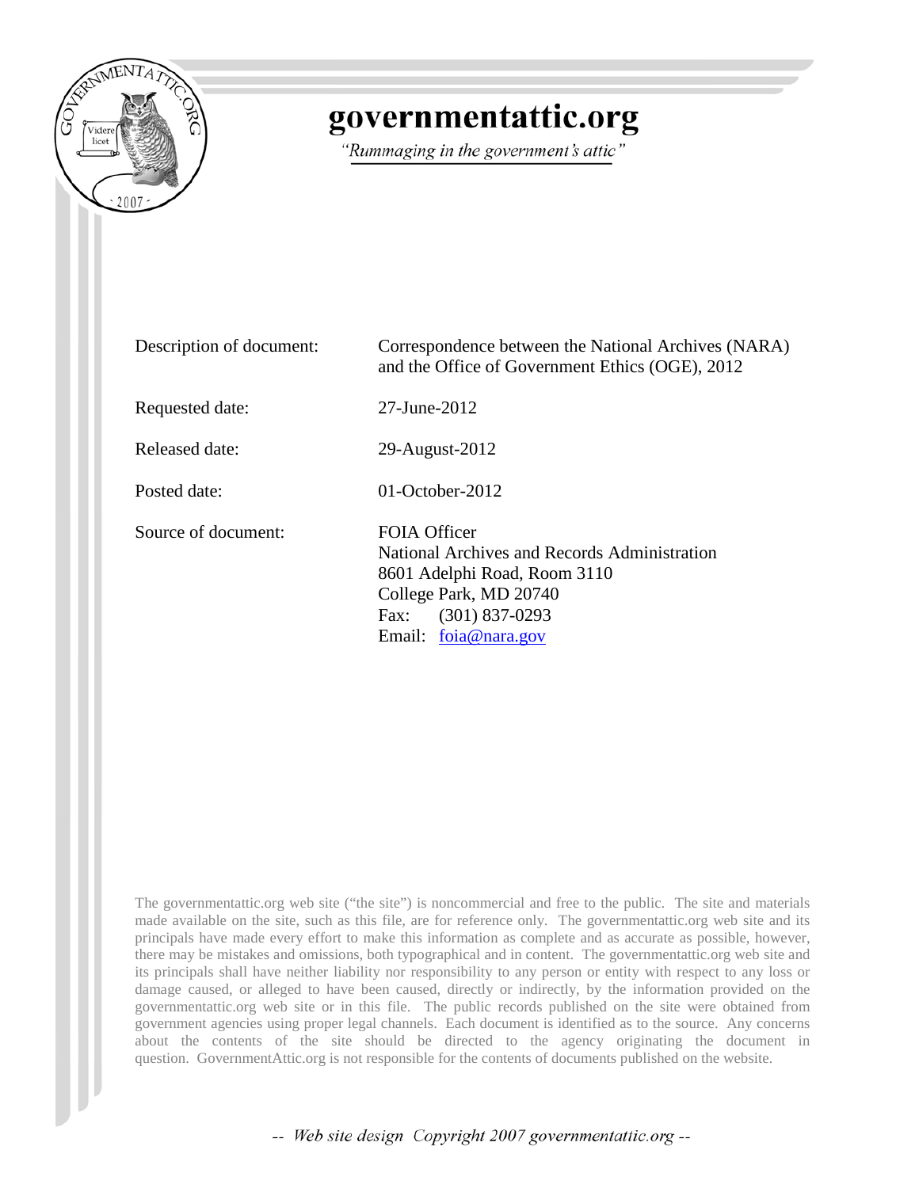# governmentattic.org

*"Rummaging in the government's attic"*

| | |
|---|---|
| Description of document: | Correspondence between the National Archives (NARA) and the Office of Government Ethics (OGE), 2012 |
| Requested date: | 27-June-2012 |
| Released date: | 29-August-2012 |
| Posted date: | 01-October-2012 |
| Source of document: | FOIA Officer<br>National Archives and Records Administration<br>8601 Adelphi Road, Room 3110<br>College Park, MD 20740<br>Fax: (301) 837-0293<br>Email: foia@nara.gov |

The governmentattic.org web site ("the site") is noncommercial and free to the public. The site and materials made available on the site, such as this file, are for reference only. The governmentattic.org web site and its principals have made every effort to make this information as complete and as accurate as possible, however, there may be mistakes and omissions, both typographical and in content. The governmentattic.org web site and its principals shall have neither liability nor responsibility to any person or entity with respect to any loss or damage caused, or alleged to have been caused, directly or indirectly, by the information provided on the governmentattic.org web site or in this file. The public records published on the site were obtained from government agencies using proper legal channels. Each document is identified as to the source. Any concerns about the contents of the site should be directed to the agency originating the document in question. GovernmentAttic.org is not responsible for the contents of documents published on the website.

-- *Web site design Copyright 2007 governmentattic.org* --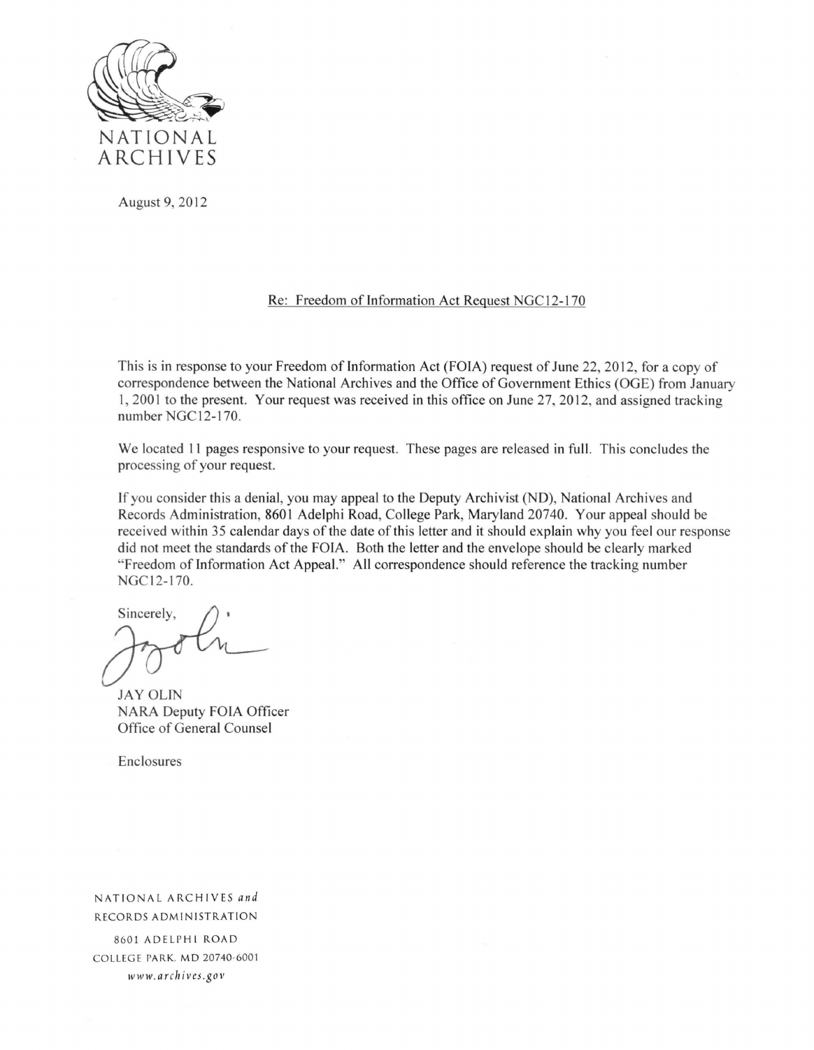NATIONAL ARCHIVES

August 9, 2012

Re: Freedom of Information Act Request NGC12-170

This is in response to your Freedom of Information Act (FOIA) request of June 22, 2012, for a copy of correspondence between the National Archives and the Office of Government Ethics (OGE) from January 1, 2001 to the present. Your request was received in this office on June 27, 2012, and assigned tracking number NGC12-170.

We located 11 pages responsive to your request. These pages are released in full. This concludes the processing of your request.

If you consider this a denial, you may appeal to the Deputy Archivist (ND), National Archives and Records Administration, 8601 Adelphi Road, College Park, Maryland 20740. Your appeal should be received within 35 calendar days of the date of this letter and it should explain why you feel our response did not meet the standards of the FOIA. Both the letter and the envelope should be clearly marked "Freedom of Information Act Appeal." All correspondence should reference the tracking number NGC12-170.

Sincerely,

JAY OLIN
NARA Deputy FOIA Officer
Office of General Counsel

Enclosures

NATIONAL ARCHIVES *and* RECORDS ADMINISTRATION
8601 ADELPHI ROAD
COLLEGE PARK, MD 20740-6001
*www.archives.gov*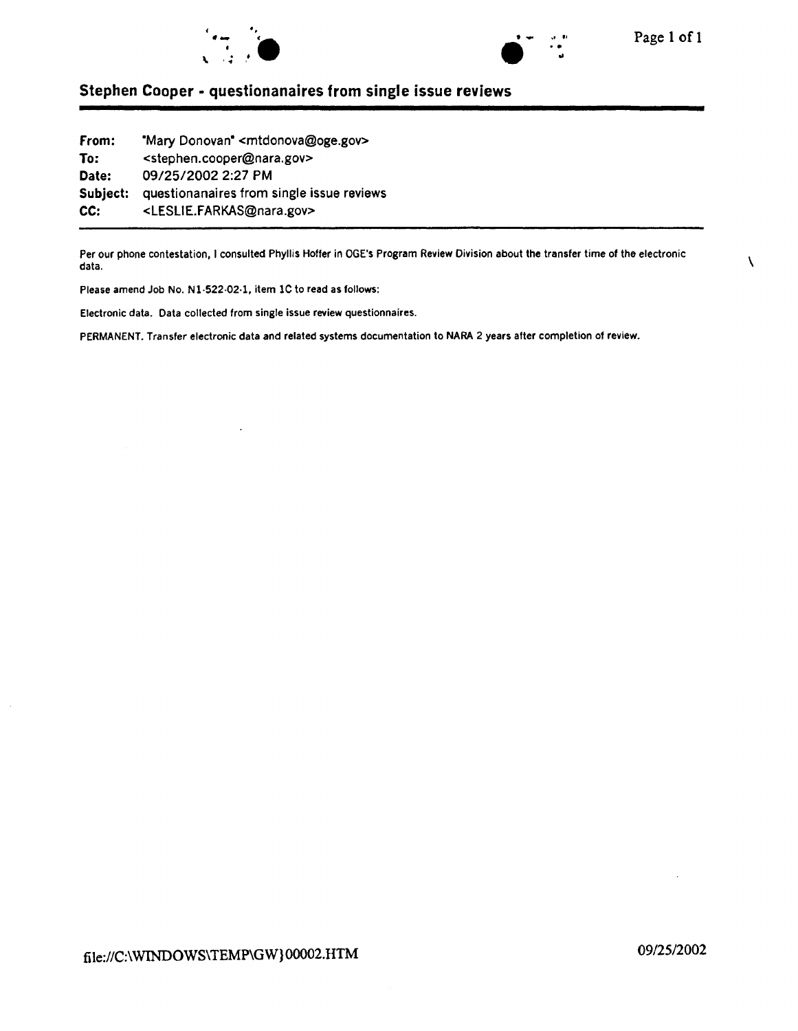## Stephen Cooper - questionanaires from single issue reviews

| | |
|---|---|
| **From:** | "Mary Donovan" <mtdonova@oge.gov> |
| **To:** | <stephen.cooper@nara.gov> |
| **Date:** | 09/25/2002 2:27 PM |
| **Subject:** | questionanaires from single issue reviews |
| **CC:** | <LESLIE.FARKAS@nara.gov> |

Per our phone contestation, I consulted Phyllis Hoffer in OGE's Program Review Division about the transfer time of the electronic data.

Please amend Job No. N1-522-02-1, item 1C to read as follows:

Electronic data. Data collected from single issue review questionnaires.

PERMANENT. Transfer electronic data and related systems documentation to NARA 2 years after completion of review.

file://C:\WINDOWS\TEMP\GW}00002.HTM 09/25/2002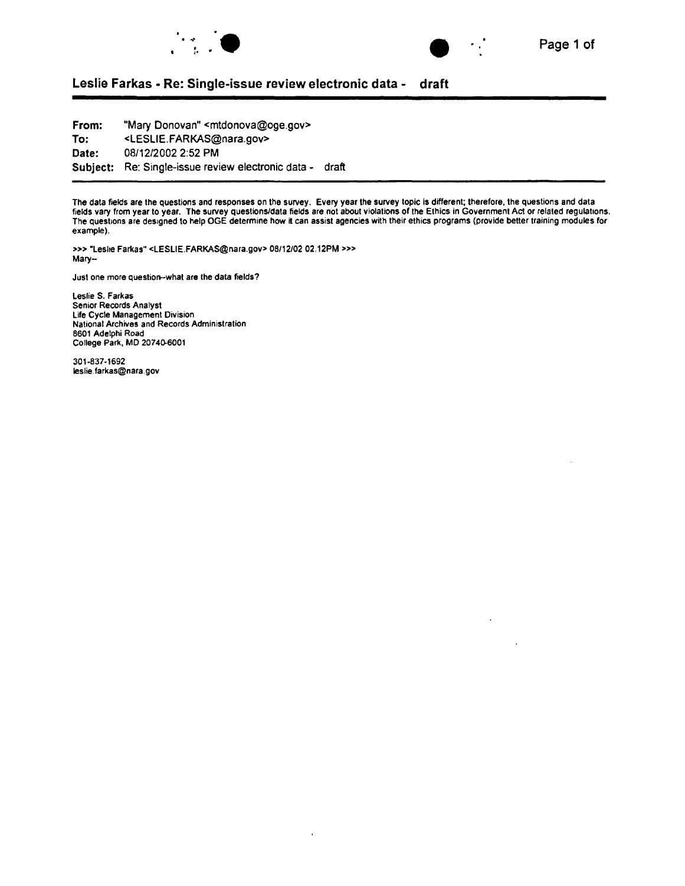## Leslie Farkas - Re: Single-issue review electronic data - draft

**From:** "Mary Donovan" <mtdonova@oge.gov>
**To:** <LESLIE.FARKAS@nara.gov>
**Date:** 08/12/2002 2:52 PM
**Subject:** Re: Single-issue review electronic data - draft

The data fields are the questions and responses on the survey. Every year the survey topic is different; therefore, the questions and data fields vary from year to year. The survey questions/data fields are not about violations of the Ethics in Government Act or related regulations. The questions are designed to help OGE determine how it can assist agencies with their ethics programs (provide better training modules for example).

>>> "Leslie Farkas" <LESLIE.FARKAS@nara.gov> 08/12/02 02:12PM >>>
Mary--

Just one more question--what are the data fields?

Leslie S. Farkas
Senior Records Analyst
Life Cycle Management Division
National Archives and Records Administration
8601 Adelphi Road
College Park, MD 20740-6001

301-837-1692
leslie.farkas@nara.gov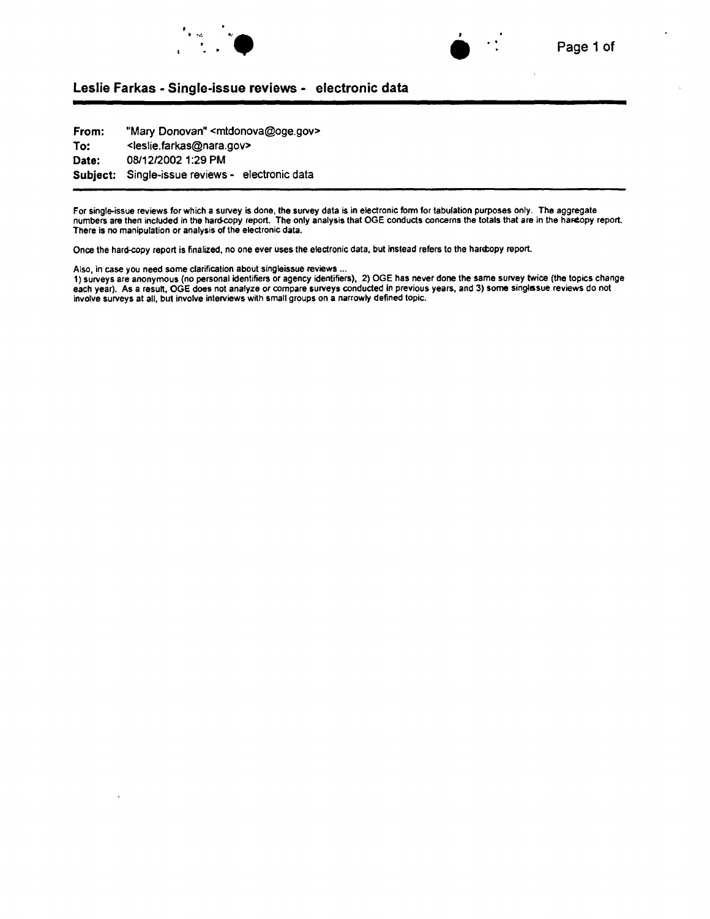## Leslie Farkas - Single-issue reviews - electronic data

| | |
|---|---|
| **From:** | "Mary Donovan" <mtdonova@oge.gov> |
| **To:** | <leslie.farkas@nara.gov> |
| **Date:** | 08/12/2002 1:29 PM |
| **Subject:** | Single-issue reviews - electronic data |

For single-issue reviews for which a survey is done, the survey data is in electronic form for tabulation purposes only. The aggregate numbers are then included in the hard-copy report. The only analysis that OGE conducts concerns the totals that are in the hardcopy report. There is no manipulation or analysis of the electronic data.

Once the hard-copy report is finalized, no one ever uses the electronic data, but instead refers to the hardcopy report.

Also, in case you need some clarification about singleissue reviews ...
1) surveys are anonymous (no personal identifiers or agency identifiers), 2) OGE has never done the same survey twice (the topics change each year). As a result, OGE does not analyze or compare surveys conducted in previous years, and 3) some singleissue reviews do not involve surveys at all, but involve interviews with small groups on a narrowly defined topic.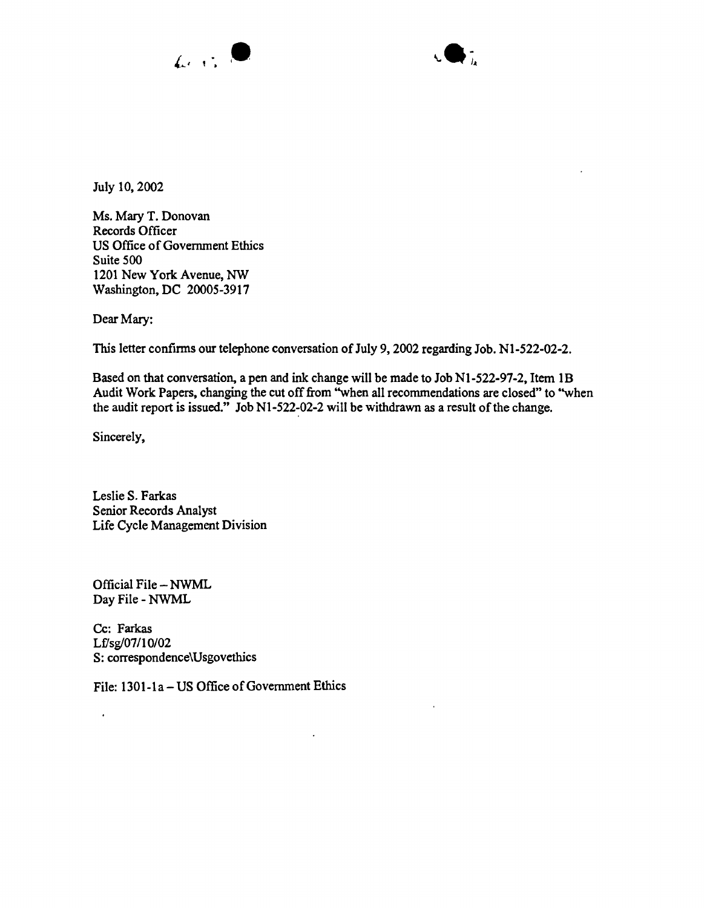July 10, 2002

Ms. Mary T. Donovan
Records Officer
US Office of Government Ethics
Suite 500
1201 New York Avenue, NW
Washington, DC 20005-3917

Dear Mary:

This letter confirms our telephone conversation of July 9, 2002 regarding Job. N1-522-02-2.

Based on that conversation, a pen and ink change will be made to Job N1-522-97-2, Item 1B Audit Work Papers, changing the cut off from "when all recommendations are closed" to "when the audit report is issued." Job N1-522-02-2 will be withdrawn as a result of the change.

Sincerely,

Leslie S. Farkas
Senior Records Analyst
Life Cycle Management Division

Official File – NWML
Day File - NWML

Cc: Farkas
Lf/sg/07/10/02
S: correspondence\Usgovethics

File: 1301-1a – US Office of Government Ethics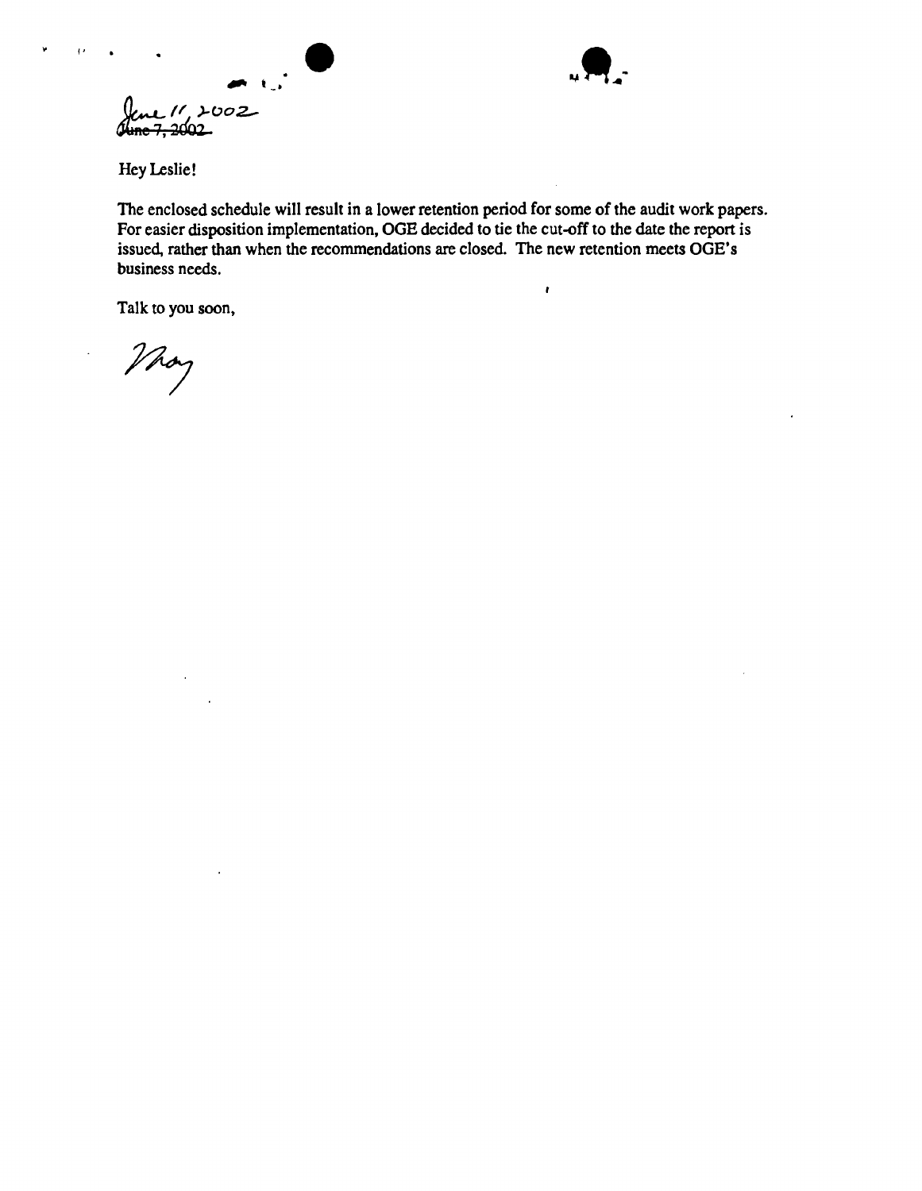June 11, 2002
~~June 7, 2002~~

Hey Leslie!

The enclosed schedule will result in a lower retention period for some of the audit work papers. For easier disposition implementation, OGE decided to tie the cut-off to the date the report is issued, rather than when the recommendations are closed. The new retention meets OGE's business needs.

Talk to you soon,

May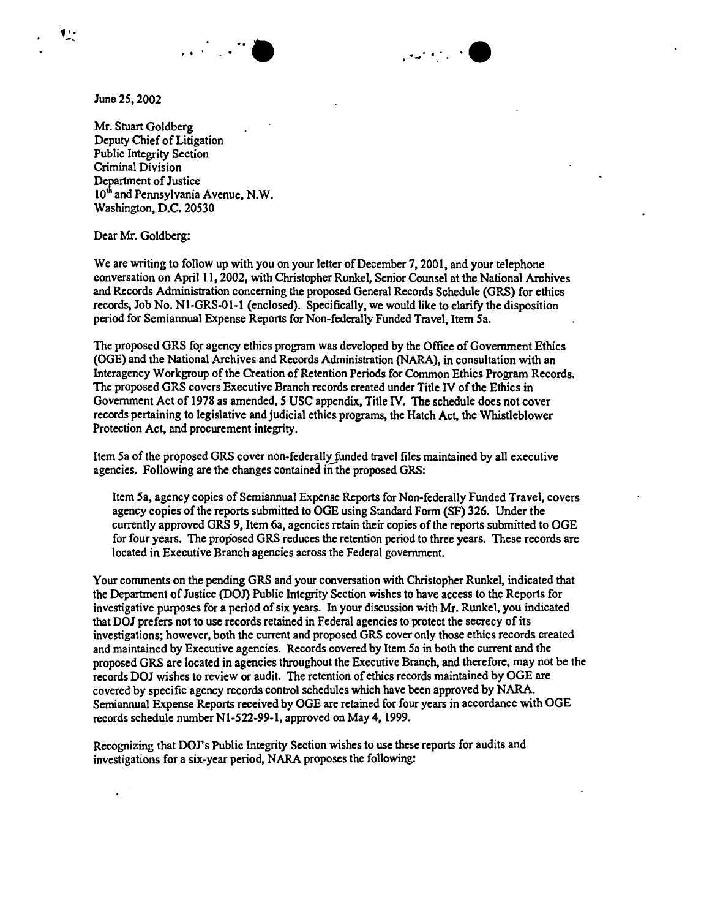June 25, 2002

Mr. Stuart Goldberg
Deputy Chief of Litigation
Public Integrity Section
Criminal Division
Department of Justice
10th and Pennsylvania Avenue, N.W.
Washington, D.C. 20530

Dear Mr. Goldberg:

We are writing to follow up with you on your letter of December 7, 2001, and your telephone conversation on April 11, 2002, with Christopher Runkel, Senior Counsel at the National Archives and Records Administration concerning the proposed General Records Schedule (GRS) for ethics records, Job No. N1-GRS-01-1 (enclosed). Specifically, we would like to clarify the disposition period for Semiannual Expense Reports for Non-federally Funded Travel, Item 5a.

The proposed GRS for agency ethics program was developed by the Office of Government Ethics (OGE) and the National Archives and Records Administration (NARA), in consultation with an Interagency Workgroup of the Creation of Retention Periods for Common Ethics Program Records. The proposed GRS covers Executive Branch records created under Title IV of the Ethics in Government Act of 1978 as amended, 5 USC appendix, Title IV. The schedule does not cover records pertaining to legislative and judicial ethics programs, the Hatch Act, the Whistleblower Protection Act, and procurement integrity.

Item 5a of the proposed GRS cover non-federally funded travel files maintained by all executive agencies. Following are the changes contained in the proposed GRS:

> Item 5a, agency copies of Semiannual Expense Reports for Non-federally Funded Travel, covers agency copies of the reports submitted to OGE using Standard Form (SF) 326. Under the currently approved GRS 9, Item 6a, agencies retain their copies of the reports submitted to OGE for four years. The proposed GRS reduces the retention period to three years. These records are located in Executive Branch agencies across the Federal government.

Your comments on the pending GRS and your conversation with Christopher Runkel, indicated that the Department of Justice (DOJ) Public Integrity Section wishes to have access to the Reports for investigative purposes for a period of six years. In your discussion with Mr. Runkel, you indicated that DOJ prefers not to use records retained in Federal agencies to protect the secrecy of its investigations; however, both the current and proposed GRS cover only those ethics records created and maintained by Executive agencies. Records covered by Item 5a in both the current and the proposed GRS are located in agencies throughout the Executive Branch, and therefore, may not be the records DOJ wishes to review or audit. The retention of ethics records maintained by OGE are covered by specific agency records control schedules which have been approved by NARA. Semiannual Expense Reports received by OGE are retained for four years in accordance with OGE records schedule number N1-522-99-1, approved on May 4, 1999.

Recognizing that DOJ's Public Integrity Section wishes to use these reports for audits and investigations for a six-year period, NARA proposes the following: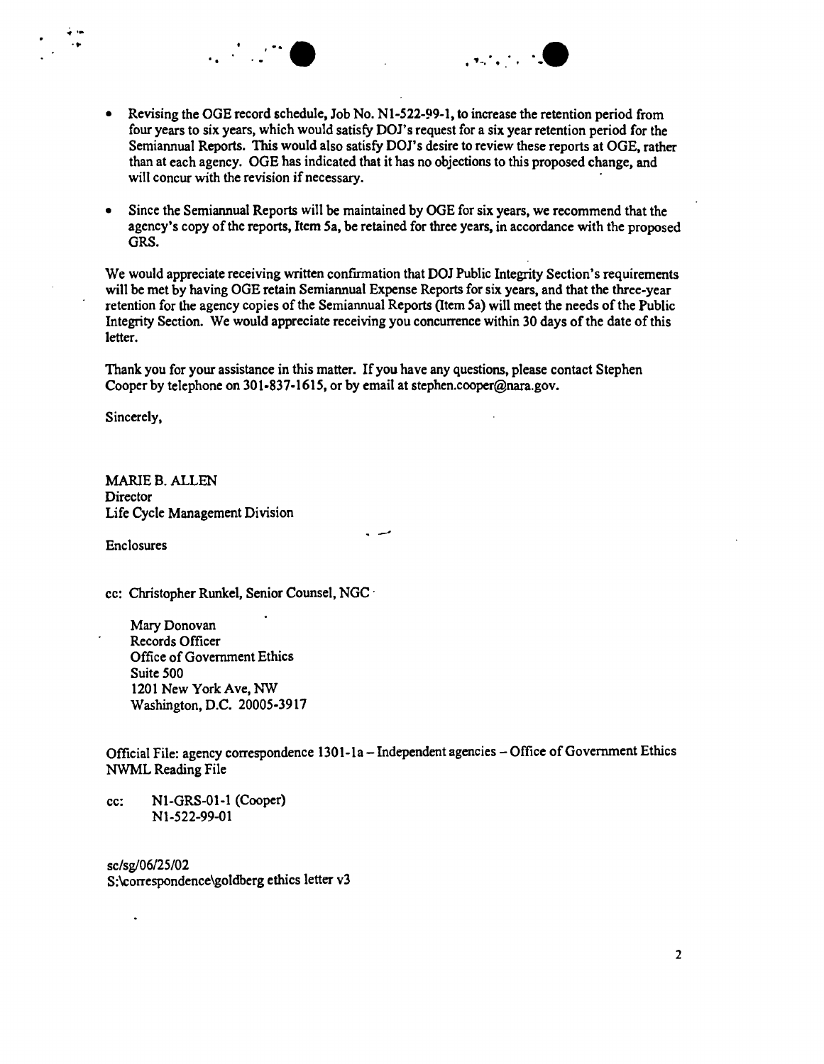- Revising the OGE record schedule, Job No. N1-522-99-1, to increase the retention period from four years to six years, which would satisfy DOJ's request for a six year retention period for the Semiannual Reports. This would also satisfy DOJ's desire to review these reports at OGE, rather than at each agency. OGE has indicated that it has no objections to this proposed change, and will concur with the revision if necessary.

- Since the Semiannual Reports will be maintained by OGE for six years, we recommend that the agency's copy of the reports, Item 5a, be retained for three years, in accordance with the proposed GRS.

We would appreciate receiving written confirmation that DOJ Public Integrity Section's requirements will be met by having OGE retain Semiannual Expense Reports for six years, and that the three-year retention for the agency copies of the Semiannual Reports (Item 5a) will meet the needs of the Public Integrity Section. We would appreciate receiving you concurrence within 30 days of the date of this letter.

Thank you for your assistance in this matter. If you have any questions, please contact Stephen Cooper by telephone on 301-837-1615, or by email at stephen.cooper@nara.gov.

Sincerely,

MARIE B. ALLEN
Director
Life Cycle Management Division

Enclosures

cc: Christopher Runkel, Senior Counsel, NGC

Mary Donovan
Records Officer
Office of Government Ethics
Suite 500
1201 New York Ave, NW
Washington, D.C. 20005-3917

Official File: agency correspondence 1301-1a – Independent agencies – Office of Government Ethics
NWML Reading File

cc: N1-GRS-01-1 (Cooper)
N1-522-99-01

sc/sg/06/25/02
S:\correspondence\goldberg ethics letter v3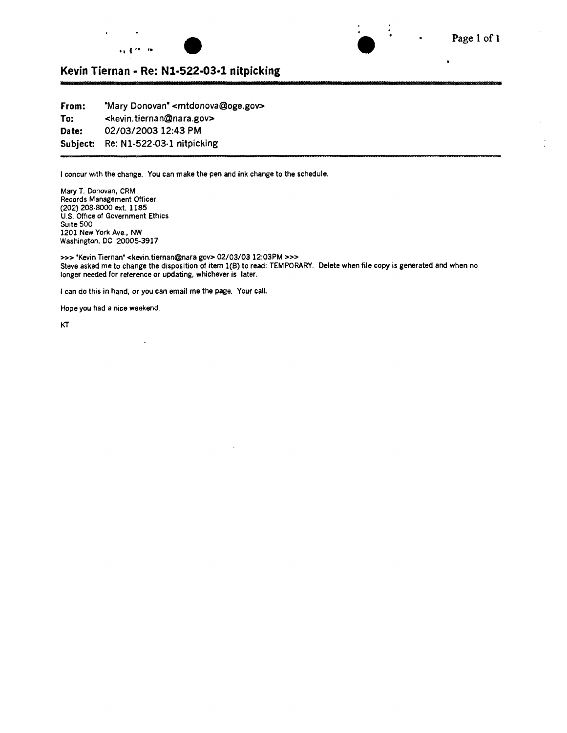## Kevin Tiernan - Re: N1-522-03-1 nitpicking

**From:** "Mary Donovan" <mtdonova@oge.gov>
**To:** <kevin.tiernan@nara.gov>
**Date:** 02/03/2003 12:43 PM
**Subject:** Re: N1-522-03-1 nitpicking

I concur with the change. You can make the pen and ink change to the schedule.

Mary T. Donovan, CRM
Records Management Officer
(202) 208-8000 ext. 1185
U.S. Office of Government Ethics
Suite 500
1201 New York Ave., NW
Washington, DC 20005-3917

>>> "Kevin Tiernan" <kevin.tiernan@nara gov> 02/03/03 12:03PM >>>
Steve asked me to change the disposition of item 1(B) to read: TEMPORARY. Delete when file copy is generated and when no longer needed for reference or updating, whichever is later.

I can do this in hand, or you can email me the page. Your call.

Hope you had a nice weekend.

KT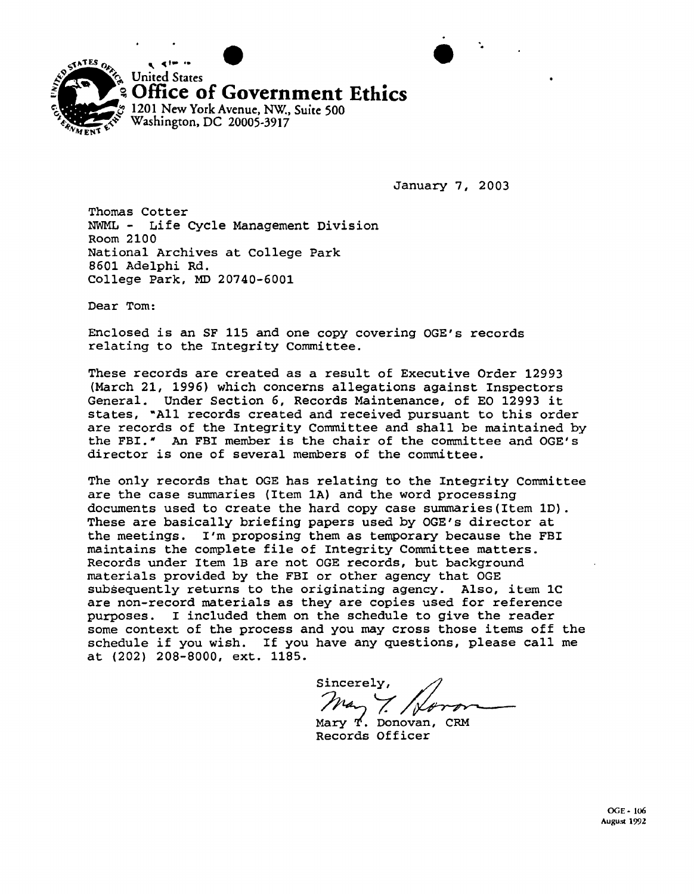United States
# Office of Government Ethics
1201 New York Avenue, NW., Suite 500
Washington, DC 20005-3917

January 7, 2003

Thomas Cotter
NWML - Life Cycle Management Division
Room 2100
National Archives at College Park
8601 Adelphi Rd.
College Park, MD 20740-6001

Dear Tom:

Enclosed is an SF 115 and one copy covering OGE's records relating to the Integrity Committee.

These records are created as a result of Executive Order 12993 (March 21, 1996) which concerns allegations against Inspectors General. Under Section 6, Records Maintenance, of EO 12993 it states, "All records created and received pursuant to this order are records of the Integrity Committee and shall be maintained by the FBI." An FBI member is the chair of the committee and OGE's director is one of several members of the committee.

The only records that OGE has relating to the Integrity Committee are the case summaries (Item 1A) and the word processing documents used to create the hard copy case summaries(Item 1D). These are basically briefing papers used by OGE's director at the meetings. I'm proposing them as temporary because the FBI maintains the complete file of Integrity Committee matters. Records under Item 1B are not OGE records, but background materials provided by the FBI or other agency that OGE subsequently returns to the originating agency. Also, item 1C are non-record materials as they are copies used for reference purposes. I included them on the schedule to give the reader some context of the process and you may cross those items off the schedule if you wish. If you have any questions, please call me at (202) 208-8000, ext. 1185.

Sincerely,

Mary T. Donovan, CRM
Records Officer

OGE - 106
August 1992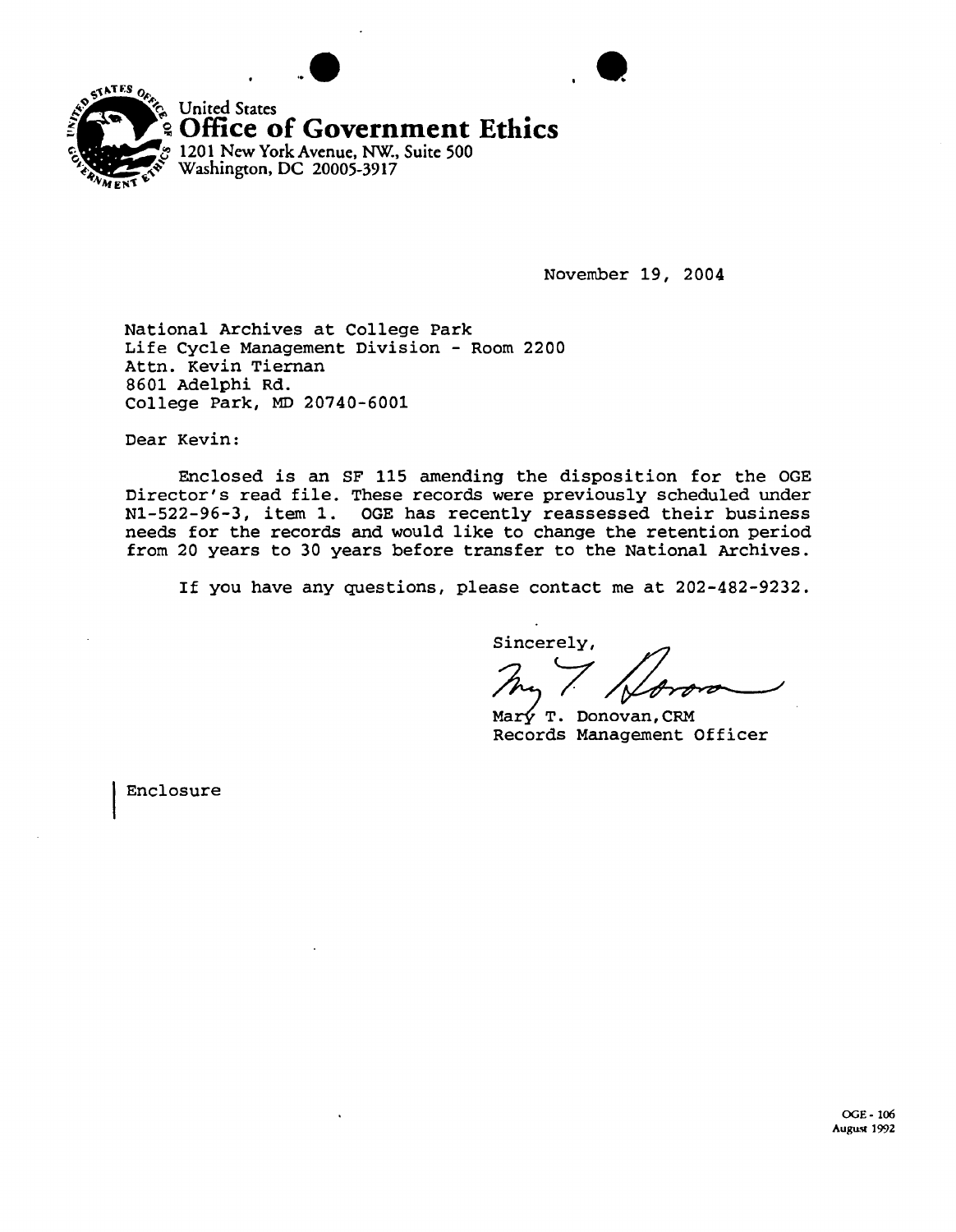United States
**Office of Government Ethics**
1201 New York Avenue, NW., Suite 500
Washington, DC 20005-3917

November 19, 2004

National Archives at College Park
Life Cycle Management Division - Room 2200
Attn. Kevin Tiernan
8601 Adelphi Rd.
College Park, MD 20740-6001

Dear Kevin:

Enclosed is an SF 115 amending the disposition for the OGE Director's read file. These records were previously scheduled under N1-522-96-3, item 1. OGE has recently reassessed their business needs for the records and would like to change the retention period from 20 years to 30 years before transfer to the National Archives.

If you have any questions, please contact me at 202-482-9232.

Sincerely,

Mary T. Donovan, CRM
Records Management Officer

Enclosure

OGE - 106
August 1992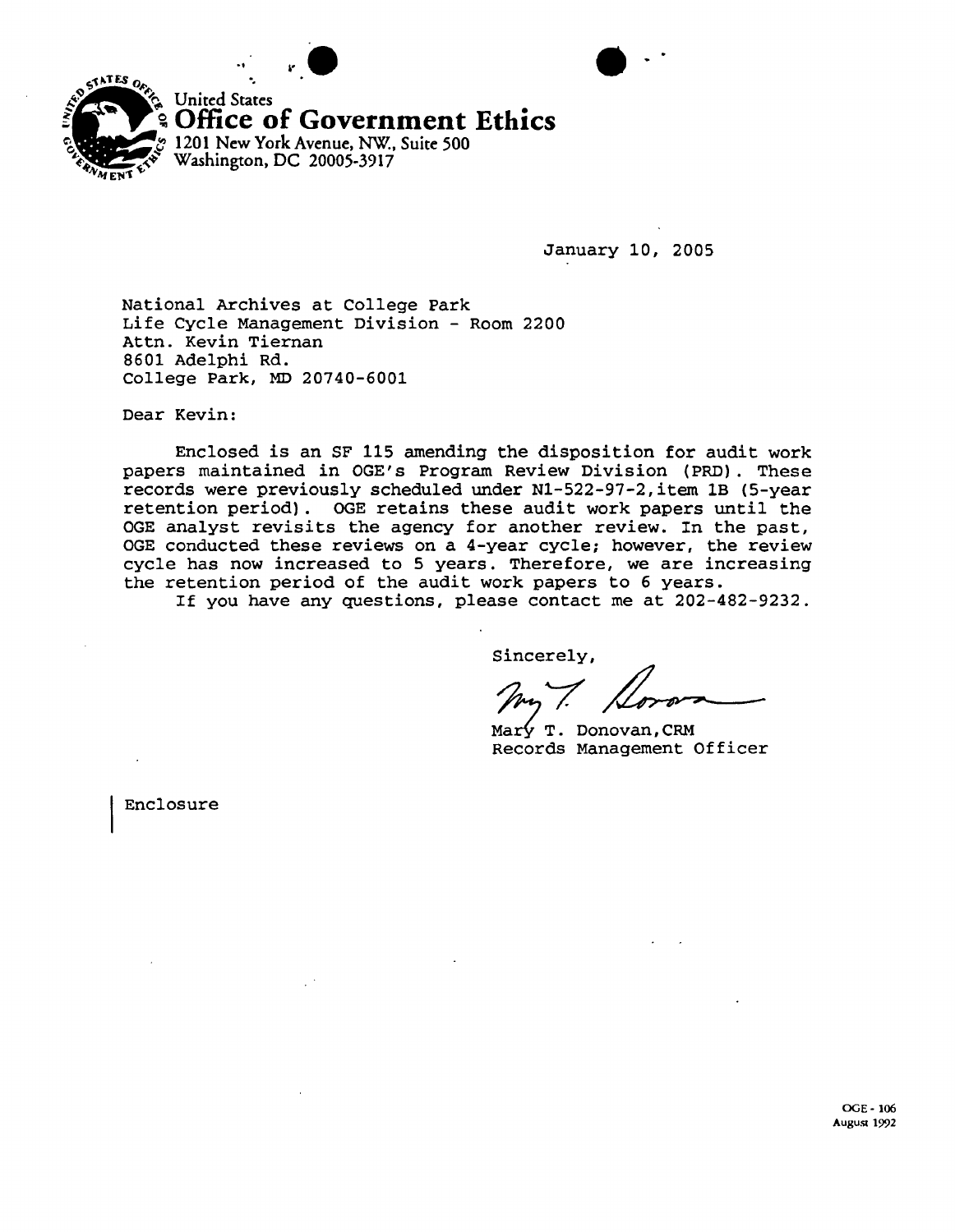United States
**Office of Government Ethics**
1201 New York Avenue, NW., Suite 500
Washington, DC 20005-3917

January 10, 2005

National Archives at College Park
Life Cycle Management Division - Room 2200
Attn. Kevin Tiernan
8601 Adelphi Rd.
College Park, MD 20740-6001

Dear Kevin:

Enclosed is an SF 115 amending the disposition for audit work papers maintained in OGE's Program Review Division (PRD). These records were previously scheduled under N1-522-97-2,item 1B (5-year retention period). OGE retains these audit work papers until the OGE analyst revisits the agency for another review. In the past, OGE conducted these reviews on a 4-year cycle; however, the review cycle has now increased to 5 years. Therefore, we are increasing the retention period of the audit work papers to 6 years.

If you have any questions, please contact me at 202-482-9232.

Sincerely,

Mary T. Donovan,CRM
Records Management Officer

Enclosure

OGE - 106
August 1992